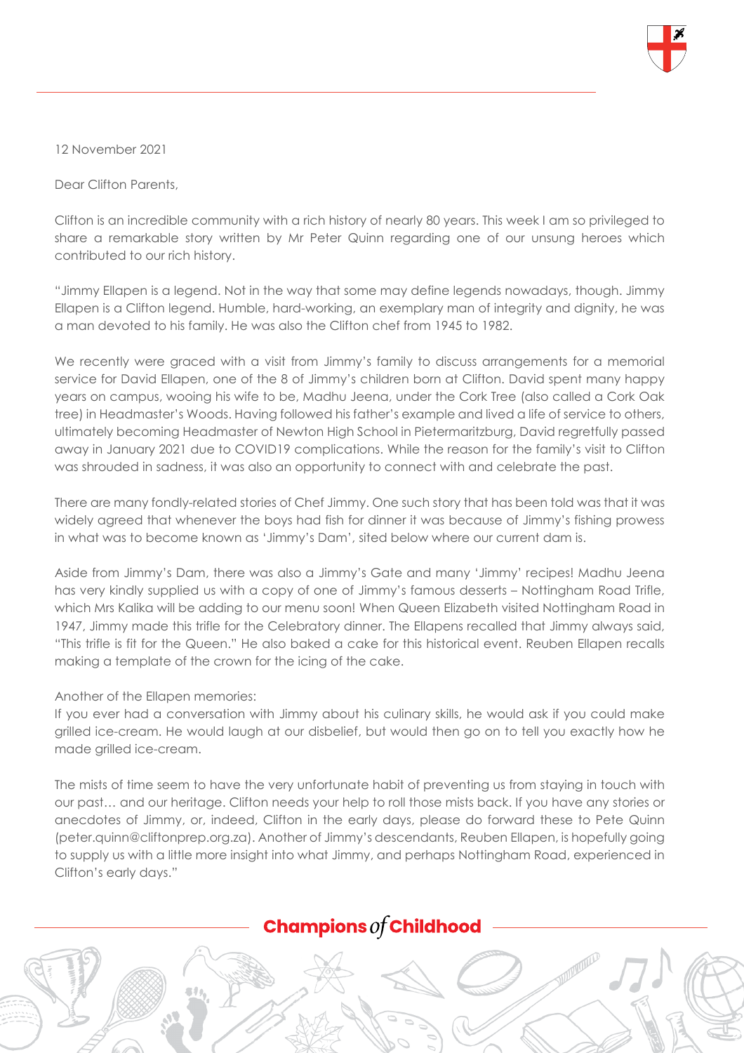12 November 2021

Dear Clifton Parents,

Clifton is an incredible community with a rich history of nearly 80 years. This week I am so privileged to share a remarkable story written by Mr Peter Quinn regarding one of our unsung heroes which contributed to our rich history.

"Jimmy Ellapen is a legend. Not in the way that some may define legends nowadays, though. Jimmy Ellapen is a Clifton legend. Humble, hard-working, an exemplary man of integrity and dignity, he was a man devoted to his family. He was also the Clifton chef from 1945 to 1982.

We recently were graced with a visit from Jimmy's family to discuss arrangements for a memorial service for David Ellapen, one of the 8 of Jimmy's children born at Clifton. David spent many happy years on campus, wooing his wife to be, Madhu Jeena, under the Cork Tree (also called a Cork Oak tree) in Headmaster's Woods. Having followed his father's example and lived a life of service to others, ultimately becoming Headmaster of Newton High School in Pietermaritzburg, David regretfully passed away in January 2021 due to COVID19 complications. While the reason for the family's visit to Clifton was shrouded in sadness, it was also an opportunity to connect with and celebrate the past.

There are many fondly-related stories of Chef Jimmy. One such story that has been told was that it was widely agreed that whenever the boys had fish for dinner it was because of Jimmy's fishing prowess in what was to become known as 'Jimmy's Dam', sited below where our current dam is.

Aside from Jimmy's Dam, there was also a Jimmy's Gate and many 'Jimmy' recipes! Madhu Jeena has very kindly supplied us with a copy of one of Jimmy's famous desserts – Nottingham Road Trifle, which Mrs Kalika will be adding to our menu soon! When Queen Elizabeth visited Nottingham Road in 1947, Jimmy made this trifle for the Celebratory dinner. The Ellapens recalled that Jimmy always said, "This trifle is fit for the Queen." He also baked a cake for this historical event. Reuben Ellapen recalls making a template of the crown for the icing of the cake.

Another of the Ellapen memories:
If you ever had a conversation with Jimmy about his culinary skills, he would ask if you could make grilled ice-cream. He would laugh at our disbelief, but would then go on to tell you exactly how he made grilled ice-cream.

The mists of time seem to have the very unfortunate habit of preventing us from staying in touch with our past… and our heritage. Clifton needs your help to roll those mists back. If you have any stories or anecdotes of Jimmy, or, indeed, Clifton in the early days, please do forward these to Pete Quinn (peter.quinn@cliftonprep.org.za). Another of Jimmy's descendants, Reuben Ellapen, is hopefully going to supply us with a little more insight into what Jimmy, and perhaps Nottingham Road, experienced in Clifton's early days."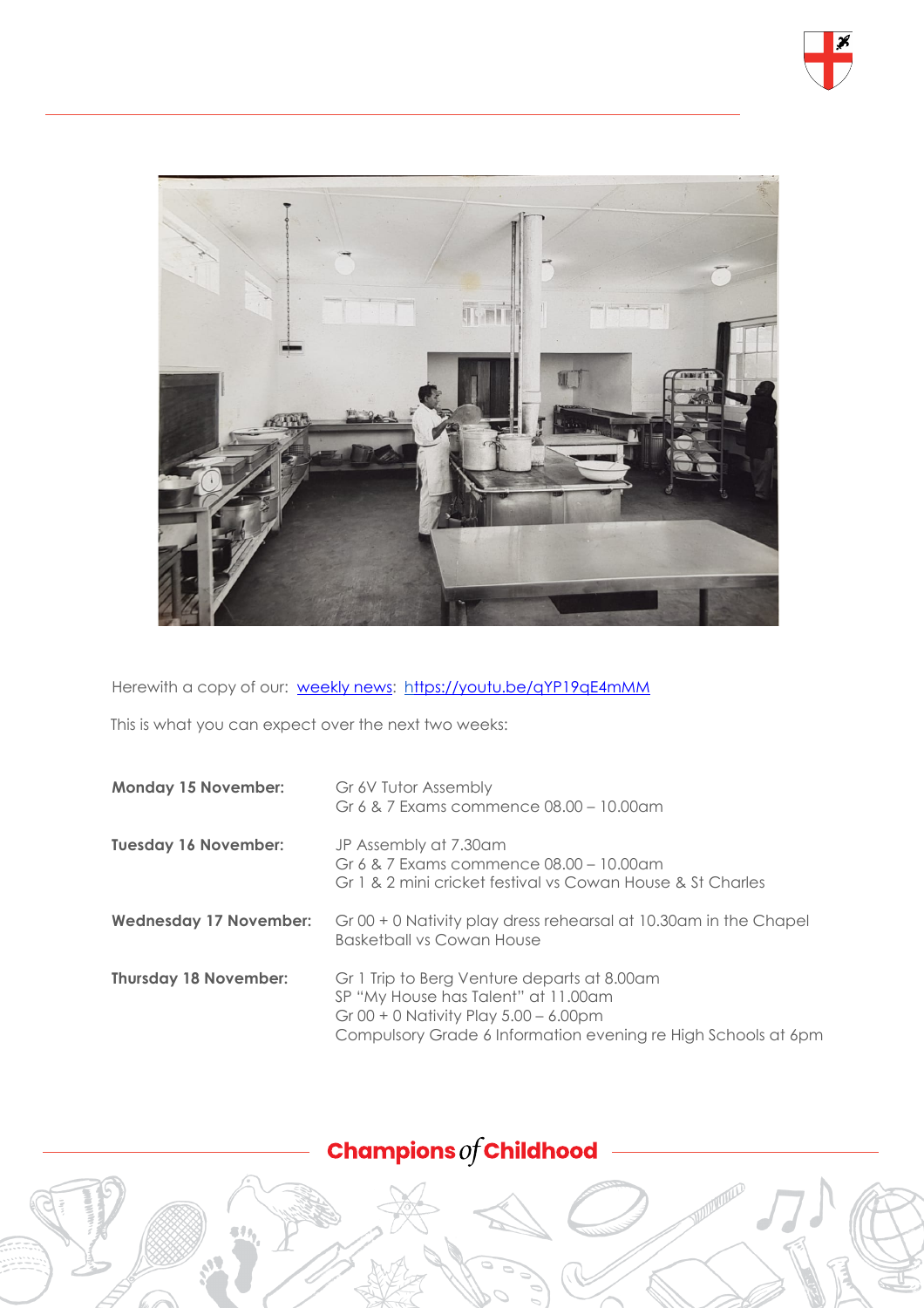Herewith a copy of our: [weekly news](https://youtu.be/qYP19qE4mMM): [https://youtu.be/qYP19qE4mMM](https://youtu.be/qYP19qE4mMM)

This is what you can expect over the next two weeks:

| | |
|---|---|
| **Monday 15 November:** | Gr 6V Tutor Assembly<br>Gr 6 & 7 Exams commence 08.00 – 10.00am |
| **Tuesday 16 November:** | JP Assembly at 7.30am<br>Gr 6 & 7 Exams commence 08.00 – 10.00am<br>Gr 1 & 2 mini cricket festival vs Cowan House & St Charles |
| **Wednesday 17 November:** | Gr 00 + 0 Nativity play dress rehearsal at 10.30am in the Chapel<br>Basketball vs Cowan House |
| **Thursday 18 November:** | Gr 1 Trip to Berg Venture departs at 8.00am<br>SP "My House has Talent" at 11.00am<br>Gr 00 + 0 Nativity Play 5.00 – 6.00pm<br>Compulsory Grade 6 Information evening re High Schools at 6pm |

**Champions *of* Childhood**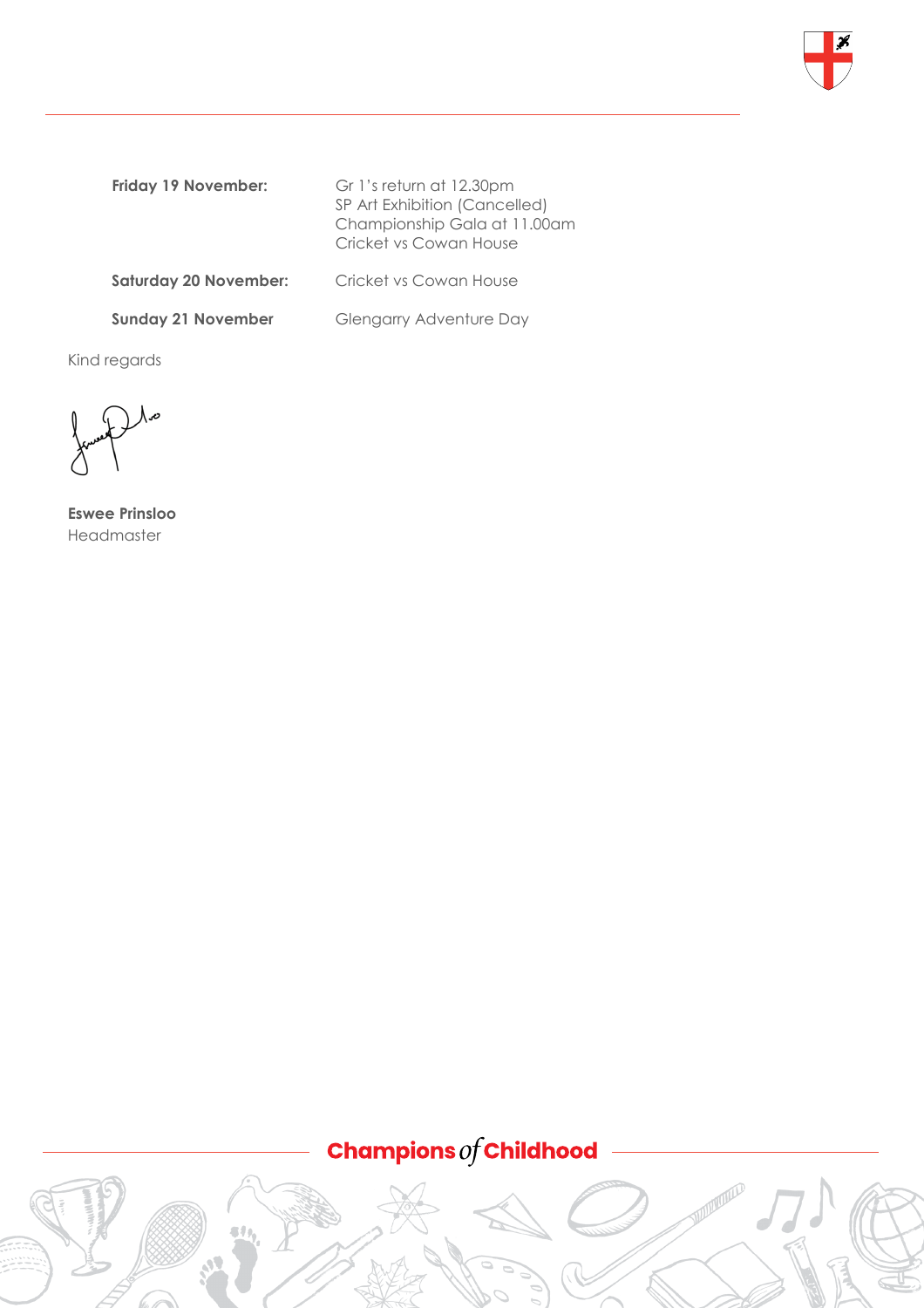| | |
|---|---|
| **Friday 19 November:** | Gr 1's return at 12.30pm<br>SP Art Exhibition (Cancelled)<br>Championship Gala at 11.00am<br>Cricket vs Cowan House |
| **Saturday 20 November:** | Cricket vs Cowan House |
| **Sunday 21 November** | Glengarry Adventure Day |

Kind regards

**Eswee Prinsloo**
Headmaster